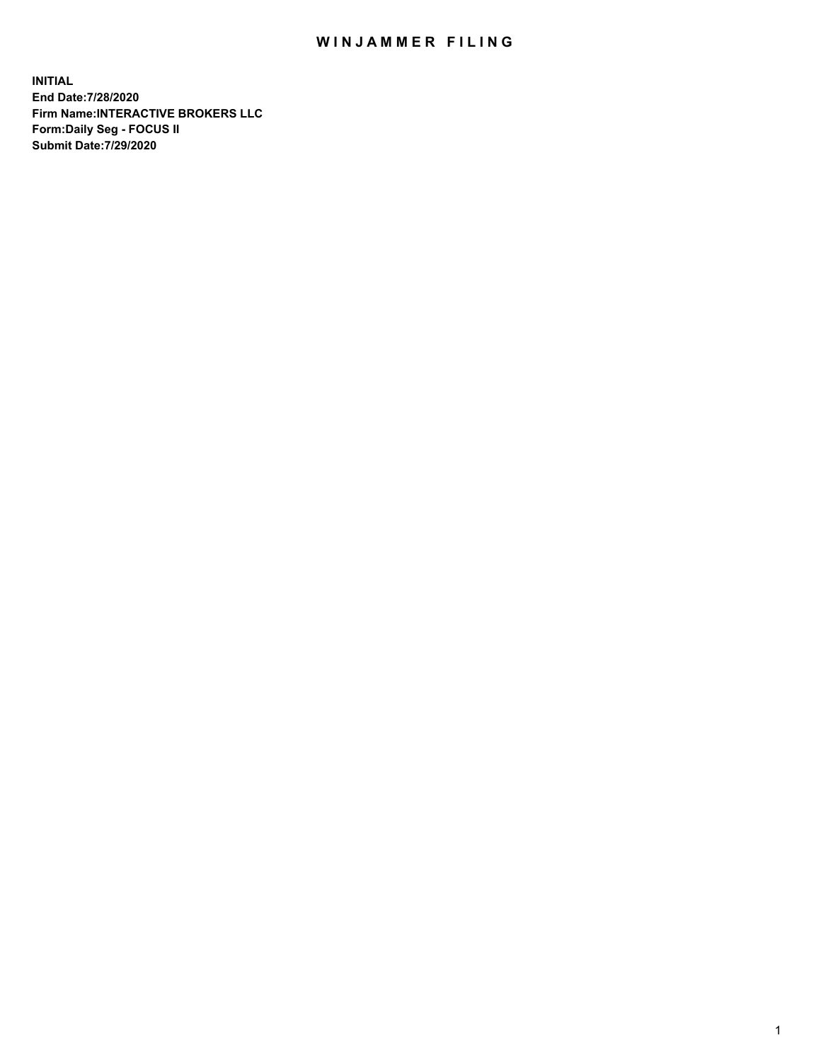# WINJAMMER FILING

**INITIAL**
**End Date:7/28/2020**
**Firm Name:INTERACTIVE BROKERS LLC**
**Form:Daily Seg - FOCUS II**
**Submit Date:7/29/2020**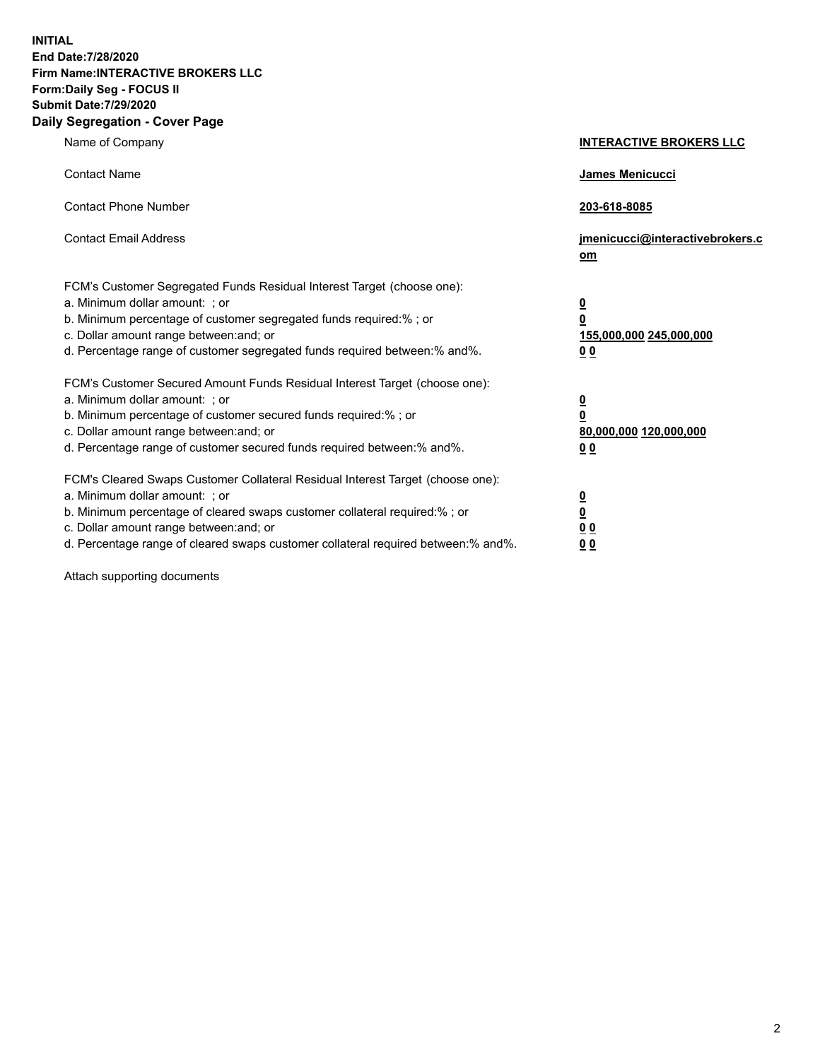**INITIAL**
**End Date:7/28/2020**
**Firm Name:INTERACTIVE BROKERS LLC**
**Form:Daily Seg - FOCUS II**
**Submit Date:7/29/2020**

## Daily Segregation - Cover Page

| | |
|---|---|
| Name of Company | **INTERACTIVE BROKERS LLC** |
| Contact Name | **James Menicucci** |
| Contact Phone Number | **203-618-8085** |
| Contact Email Address | **jmenicucci@interactivebrokers.com** |

FCM's Customer Segregated Funds Residual Interest Target (choose one):

| | |
|---|---|
| a. Minimum dollar amount: ; or | **0** |
| b. Minimum percentage of customer segregated funds required:% ; or | **0** |
| c. Dollar amount range between:and; or | **155,000,000 245,000,000** |
| d. Percentage range of customer segregated funds required between:% and%. | **0 0** |

FCM's Customer Secured Amount Funds Residual Interest Target (choose one):

| | |
|---|---|
| a. Minimum dollar amount: ; or | **0** |
| b. Minimum percentage of customer secured funds required:% ; or | **0** |
| c. Dollar amount range between:and; or | **80,000,000 120,000,000** |
| d. Percentage range of customer secured funds required between:% and%. | **0 0** |

FCM's Cleared Swaps Customer Collateral Residual Interest Target (choose one):

| | |
|---|---|
| a. Minimum dollar amount: ; or | **0** |
| b. Minimum percentage of cleared swaps customer collateral required:% ; or | **0** |
| c. Dollar amount range between:and; or | **0 0** |
| d. Percentage range of cleared swaps customer collateral required between:% and%. | **0 0** |

Attach supporting documents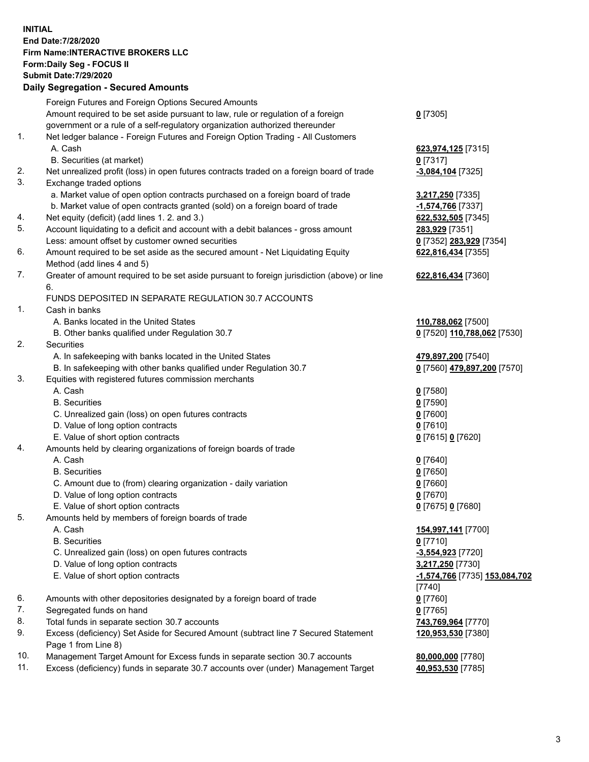**INITIAL**
**End Date:7/28/2020**
**Firm Name:INTERACTIVE BROKERS LLC**
**Form:Daily Seg - FOCUS II**
**Submit Date:7/29/2020**

**Daily Segregation - Secured Amounts**

| | | |
|---|---|---|
| | Foreign Futures and Foreign Options Secured Amounts | |
| | Amount required to be set aside pursuant to law, rule or regulation of a foreign government or a rule of a self-regulatory organization authorized thereunder | **0** [7305] |
| 1. | Net ledger balance - Foreign Futures and Foreign Option Trading - All Customers | |
| | A. Cash | **623,974,125** [7315] |
| | B. Securities (at market) | **0** [7317] |
| 2. | Net unrealized profit (loss) in open futures contracts traded on a foreign board of trade | **-3,084,104** [7325] |
| 3. | Exchange traded options | |
| | a. Market value of open option contracts purchased on a foreign board of trade | **3,217,250** [7335] |
| | b. Market value of open contracts granted (sold) on a foreign board of trade | **-1,574,766** [7337] |
| 4. | Net equity (deficit) (add lines 1. 2. and 3.) | **622,532,505** [7345] |
| 5. | Account liquidating to a deficit and account with a debit balances - gross amount | **283,929** [7351] |
| | Less: amount offset by customer owned securities | **0** [7352] **283,929** [7354] |
| 6. | Amount required to be set aside as the secured amount - Net Liquidating Equity Method (add lines 4 and 5) | **622,816,434** [7355] |
| 7. | Greater of amount required to be set aside pursuant to foreign jurisdiction (above) or line 6. | **622,816,434** [7360] |
| | FUNDS DEPOSITED IN SEPARATE REGULATION 30.7 ACCOUNTS | |
| 1. | Cash in banks | |
| | A. Banks located in the United States | **110,788,062** [7500] |
| | B. Other banks qualified under Regulation 30.7 | **0** [7520] **110,788,062** [7530] |
| 2. | Securities | |
| | A. In safekeeping with banks located in the United States | **479,897,200** [7540] |
| | B. In safekeeping with other banks qualified under Regulation 30.7 | **0** [7560] **479,897,200** [7570] |
| 3. | Equities with registered futures commission merchants | |
| | A. Cash | **0** [7580] |
| | B. Securities | **0** [7590] |
| | C. Unrealized gain (loss) on open futures contracts | **0** [7600] |
| | D. Value of long option contracts | **0** [7610] |
| | E. Value of short option contracts | **0** [7615] **0** [7620] |
| 4. | Amounts held by clearing organizations of foreign boards of trade | |
| | A. Cash | **0** [7640] |
| | B. Securities | **0** [7650] |
| | C. Amount due to (from) clearing organization - daily variation | **0** [7660] |
| | D. Value of long option contracts | **0** [7670] |
| | E. Value of short option contracts | **0** [7675] **0** [7680] |
| 5. | Amounts held by members of foreign boards of trade | |
| | A. Cash | **154,997,141** [7700] |
| | B. Securities | **0** [7710] |
| | C. Unrealized gain (loss) on open futures contracts | **-3,554,923** [7720] |
| | D. Value of long option contracts | **3,217,250** [7730] |
| | E. Value of short option contracts | **-1,574,766** [7735] **153,084,702** [7740] |
| 6. | Amounts with other depositories designated by a foreign board of trade | **0** [7760] |
| 7. | Segregated funds on hand | **0** [7765] |
| 8. | Total funds in separate section 30.7 accounts | **743,769,964** [7770] |
| 9. | Excess (deficiency) Set Aside for Secured Amount (subtract line 7 Secured Statement Page 1 from Line 8) | **120,953,530** [7380] |
| 10. | Management Target Amount for Excess funds in separate section 30.7 accounts | **80,000,000** [7780] |
| 11. | Excess (deficiency) funds in separate 30.7 accounts over (under) Management Target | **40,953,530** [7785] |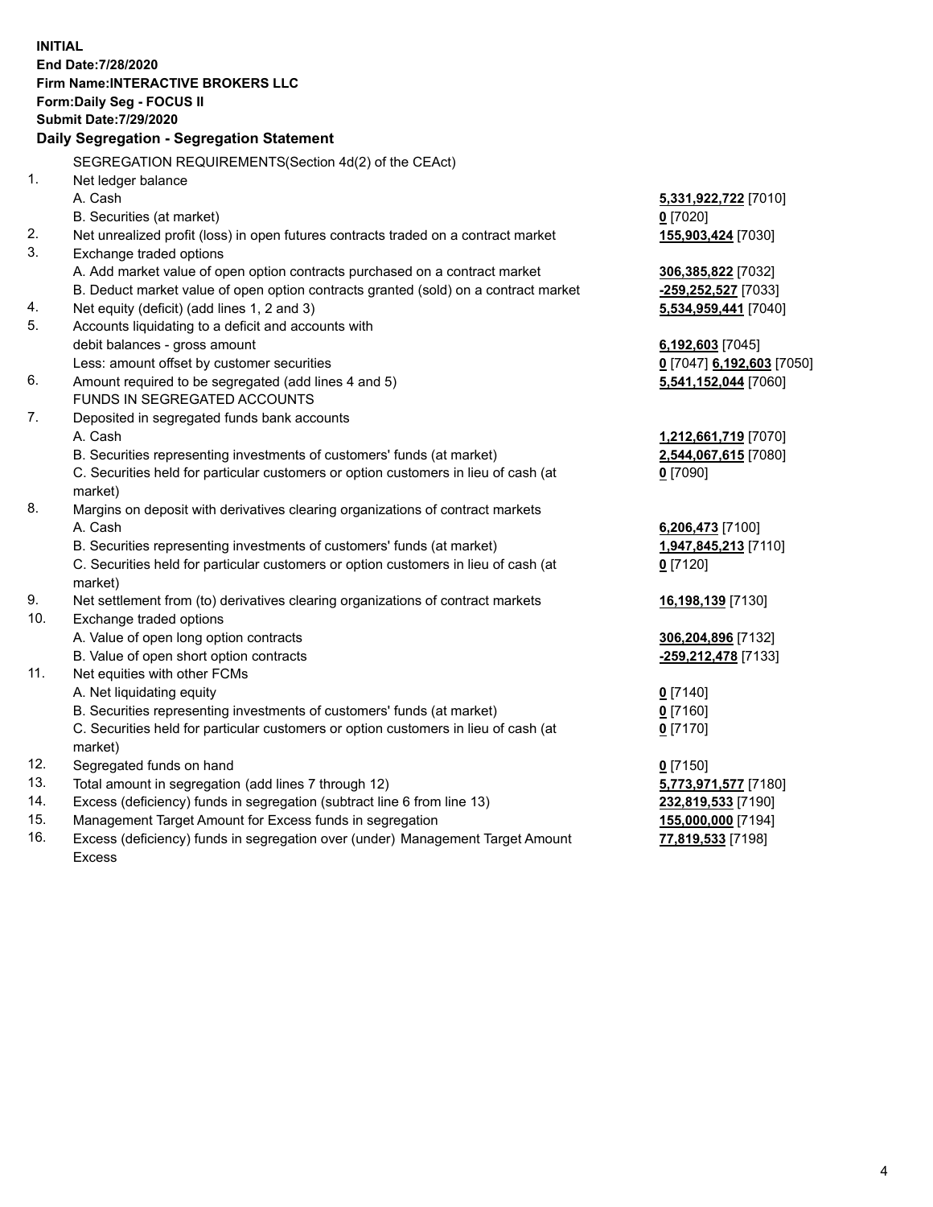**INITIAL**
**End Date:7/28/2020**
**Firm Name:INTERACTIVE BROKERS LLC**
**Form:Daily Seg - FOCUS II**
**Submit Date:7/29/2020**

## Daily Segregation - Segregation Statement

SEGREGATION REQUIREMENTS(Section 4d(2) of the CEAct)

| | | |
|---|---|---|
| 1. | Net ledger balance | |
| | A. Cash | **5,331,922,722** [7010] |
| | B. Securities (at market) | **0** [7020] |
| 2. | Net unrealized profit (loss) in open futures contracts traded on a contract market | **155,903,424** [7030] |
| 3. | Exchange traded options | |
| | A. Add market value of open option contracts purchased on a contract market | **306,385,822** [7032] |
| | B. Deduct market value of open option contracts granted (sold) on a contract market | **-259,252,527** [7033] |
| 4. | Net equity (deficit) (add lines 1, 2 and 3) | **5,534,959,441** [7040] |
| 5. | Accounts liquidating to a deficit and accounts with debit balances - gross amount | **6,192,603** [7045] |
| | Less: amount offset by customer securities | **0** [7047] **6,192,603** [7050] |
| 6. | Amount required to be segregated (add lines 4 and 5) | **5,541,152,044** [7060] |
| | FUNDS IN SEGREGATED ACCOUNTS | |
| 7. | Deposited in segregated funds bank accounts | |
| | A. Cash | **1,212,661,719** [7070] |
| | B. Securities representing investments of customers' funds (at market) | **2,544,067,615** [7080] |
| | C. Securities held for particular customers or option customers in lieu of cash (at market) | **0** [7090] |
| 8. | Margins on deposit with derivatives clearing organizations of contract markets | |
| | A. Cash | **6,206,473** [7100] |
| | B. Securities representing investments of customers' funds (at market) | **1,947,845,213** [7110] |
| | C. Securities held for particular customers or option customers in lieu of cash (at market) | **0** [7120] |
| 9. | Net settlement from (to) derivatives clearing organizations of contract markets | **16,198,139** [7130] |
| 10. | Exchange traded options | |
| | A. Value of open long option contracts | **306,204,896** [7132] |
| | B. Value of open short option contracts | **-259,212,478** [7133] |
| 11. | Net equities with other FCMs | |
| | A. Net liquidating equity | **0** [7140] |
| | B. Securities representing investments of customers' funds (at market) | **0** [7160] |
| | C. Securities held for particular customers or option customers in lieu of cash (at market) | **0** [7170] |
| 12. | Segregated funds on hand | **0** [7150] |
| 13. | Total amount in segregation (add lines 7 through 12) | **5,773,971,577** [7180] |
| 14. | Excess (deficiency) funds in segregation (subtract line 6 from line 13) | **232,819,533** [7190] |
| 15. | Management Target Amount for Excess funds in segregation | **155,000,000** [7194] |
| 16. | Excess (deficiency) funds in segregation over (under) Management Target Amount Excess | **77,819,533** [7198] |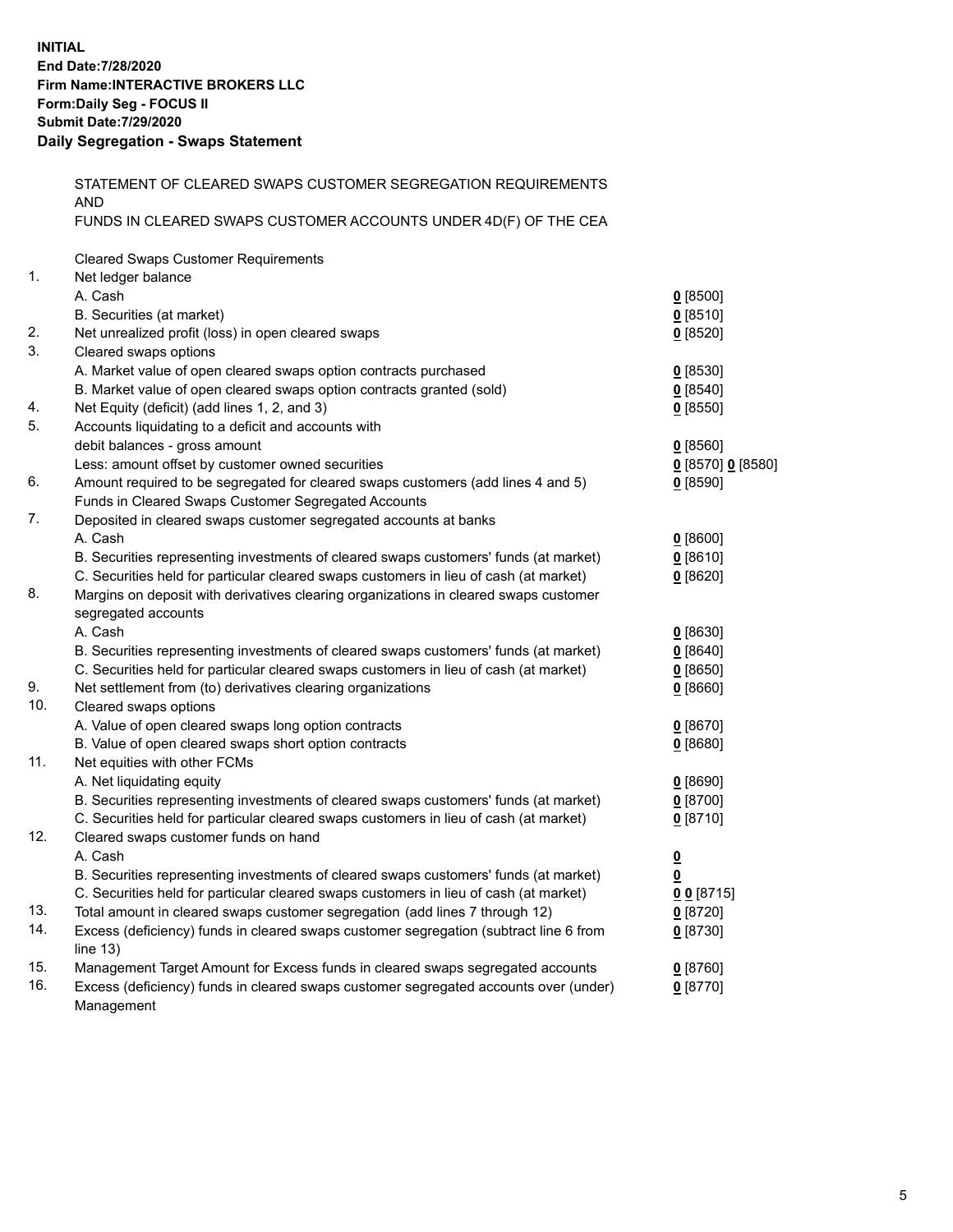**INITIAL**
**End Date:7/28/2020**
**Firm Name:INTERACTIVE BROKERS LLC**
**Form:Daily Seg - FOCUS II**
**Submit Date:7/29/2020**
**Daily Segregation - Swaps Statement**

STATEMENT OF CLEARED SWAPS CUSTOMER SEGREGATION REQUIREMENTS AND FUNDS IN CLEARED SWAPS CUSTOMER ACCOUNTS UNDER 4D(F) OF THE CEA

| | | |
|---|---|---|
| | Cleared Swaps Customer Requirements | |
| 1. | Net ledger balance | |
| | A. Cash | 0 [8500] |
| | B. Securities (at market) | 0 [8510] |
| 2. | Net unrealized profit (loss) in open cleared swaps | 0 [8520] |
| 3. | Cleared swaps options | |
| | A. Market value of open cleared swaps option contracts purchased | 0 [8530] |
| | B. Market value of open cleared swaps option contracts granted (sold) | 0 [8540] |
| 4. | Net Equity (deficit) (add lines 1, 2, and 3) | 0 [8550] |
| 5. | Accounts liquidating to a deficit and accounts with | |
| | debit balances - gross amount | 0 [8560] |
| | Less: amount offset by customer owned securities | 0 [8570] 0 [8580] |
| 6. | Amount required to be segregated for cleared swaps customers (add lines 4 and 5) | 0 [8590] |
| | Funds in Cleared Swaps Customer Segregated Accounts | |
| 7. | Deposited in cleared swaps customer segregated accounts at banks | |
| | A. Cash | 0 [8600] |
| | B. Securities representing investments of cleared swaps customers' funds (at market) | 0 [8610] |
| | C. Securities held for particular cleared swaps customers in lieu of cash (at market) | 0 [8620] |
| 8. | Margins on deposit with derivatives clearing organizations in cleared swaps customer segregated accounts | |
| | A. Cash | 0 [8630] |
| | B. Securities representing investments of cleared swaps customers' funds (at market) | 0 [8640] |
| | C. Securities held for particular cleared swaps customers in lieu of cash (at market) | 0 [8650] |
| 9. | Net settlement from (to) derivatives clearing organizations | 0 [8660] |
| 10. | Cleared swaps options | |
| | A. Value of open cleared swaps long option contracts | 0 [8670] |
| | B. Value of open cleared swaps short option contracts | 0 [8680] |
| 11. | Net equities with other FCMs | |
| | A. Net liquidating equity | 0 [8690] |
| | B. Securities representing investments of cleared swaps customers' funds (at market) | 0 [8700] |
| | C. Securities held for particular cleared swaps customers in lieu of cash (at market) | 0 [8710] |
| 12. | Cleared swaps customer funds on hand | |
| | A. Cash | 0 |
| | B. Securities representing investments of cleared swaps customers' funds (at market) | 0 |
| | C. Securities held for particular cleared swaps customers in lieu of cash (at market) | 0 0 [8715] |
| 13. | Total amount in cleared swaps customer segregation (add lines 7 through 12) | 0 [8720] |
| 14. | Excess (deficiency) funds in cleared swaps customer segregation (subtract line 6 from line 13) | 0 [8730] |
| 15. | Management Target Amount for Excess funds in cleared swaps segregated accounts | 0 [8760] |
| 16. | Excess (deficiency) funds in cleared swaps customer segregated accounts over (under) Management | 0 [8770] |